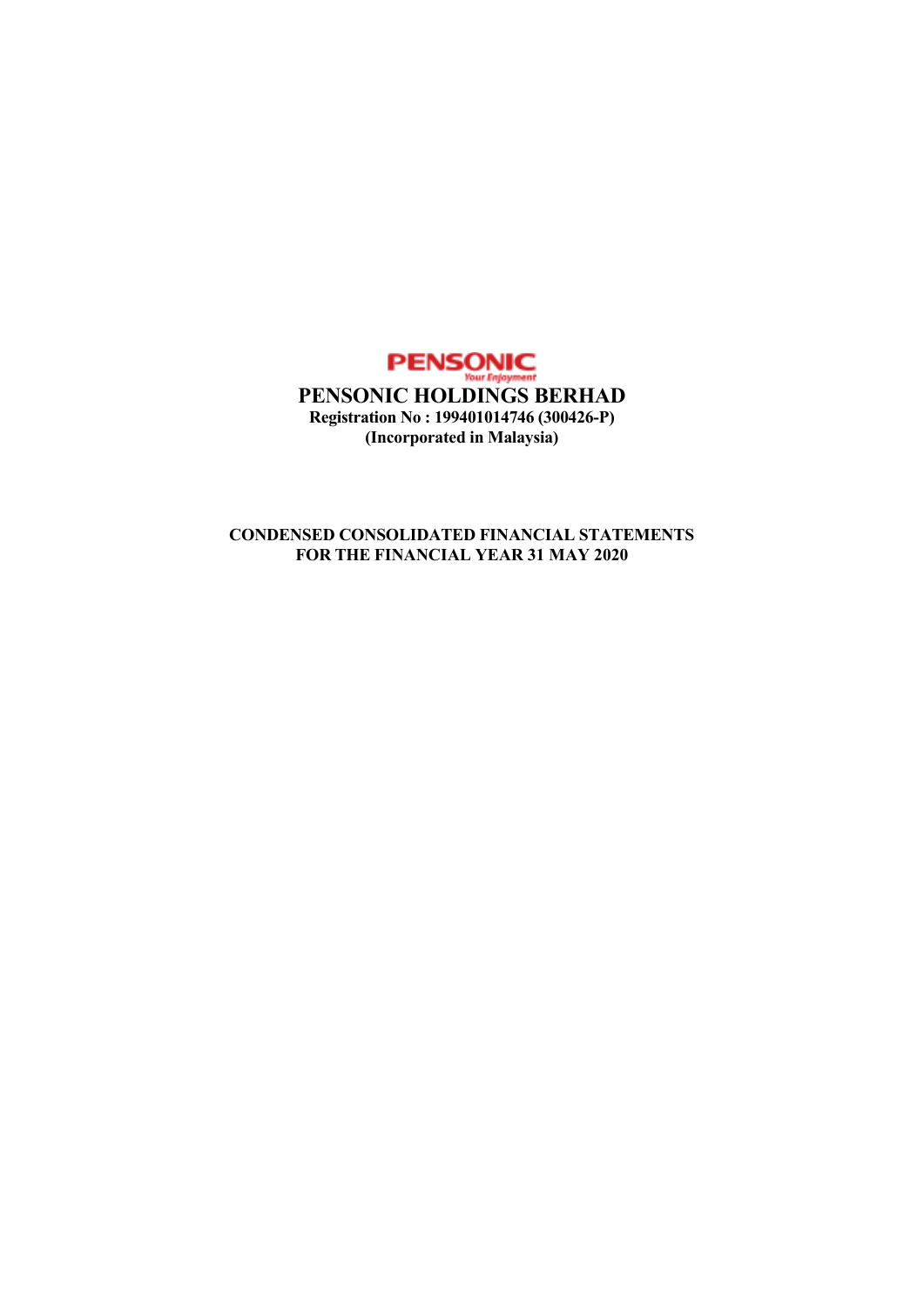# PENSONIC HOLDINGS BERHAD

**Registration No : 199401014746 (300426-P)**

**(Incorporated in Malaysia)**

**CONDENSED CONSOLIDATED FINANCIAL STATEMENTS**
**FOR THE FINANCIAL YEAR 31 MAY 2020**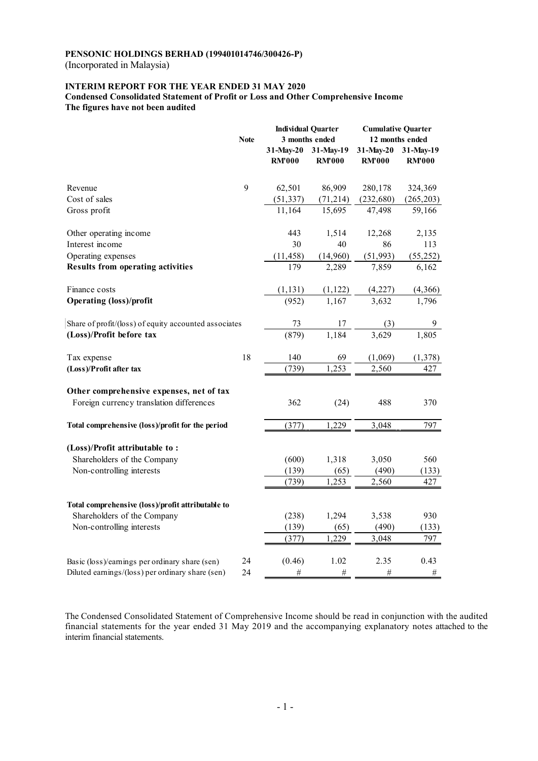**PENSONIC HOLDINGS BERHAD (199401014746/300426-P)**
(Incorporated in Malaysia)

**INTERIM REPORT FOR THE YEAR ENDED 31 MAY 2020**
**Condensed Consolidated Statement of Profit or Loss and Other Comprehensive Income**
**The figures have not been audited**

| | Note | Individual Quarter 3 months ended | | Cumulative Quarter 12 months ended | |
|---|---|---|---|---|---|
| | | 31-May-20 RM'000 | 31-May-19 RM'000 | 31-May-20 RM'000 | 31-May-19 RM'000 |
| Revenue | 9 | 62,501 | 86,909 | 280,178 | 324,369 |
| Cost of sales | | (51,337) | (71,214) | (232,680) | (265,203) |
| Gross profit | | 11,164 | 15,695 | 47,498 | 59,166 |
| Other operating income | | 443 | 1,514 | 12,268 | 2,135 |
| Interest income | | 30 | 40 | 86 | 113 |
| Operating expenses | | (11,458) | (14,960) | (51,993) | (55,252) |
| **Results from operating activities** | | 179 | 2,289 | 7,859 | 6,162 |
| Finance costs | | (1,131) | (1,122) | (4,227) | (4,366) |
| **Operating (loss)/profit** | | (952) | 1,167 | 3,632 | 1,796 |
| Share of profit/(loss) of equity accounted associates | | 73 | 17 | (3) | 9 |
| **(Loss)/Profit before tax** | | (879) | 1,184 | 3,629 | 1,805 |
| Tax expense | 18 | 140 | 69 | (1,069) | (1,378) |
| **(Loss)/Profit after tax** | | (739) | 1,253 | 2,560 | 427 |
| **Other comprehensive expenses, net of tax** | | | | | |
| Foreign currency translation differences | | 362 | (24) | 488 | 370 |
| **Total comprehensive (loss)/profit for the period** | | (377) | 1,229 | 3,048 | 797 |
| **(Loss)/Profit attributable to :** | | | | | |
| Shareholders of the Company | | (600) | 1,318 | 3,050 | 560 |
| Non-controlling interests | | (139) | (65) | (490) | (133) |
| | | (739) | 1,253 | 2,560 | 427 |
| **Total comprehensive (loss)/profit attributable to** | | | | | |
| Shareholders of the Company | | (238) | 1,294 | 3,538 | 930 |
| Non-controlling interests | | (139) | (65) | (490) | (133) |
| | | (377) | 1,229 | 3,048 | 797 |
| Basic (loss)/earnings per ordinary share (sen) | 24 | (0.46) | 1.02 | 2.35 | 0.43 |
| Diluted earnings/(loss) per ordinary share (sen) | 24 | # | # | # | # |

The Condensed Consolidated Statement of Comprehensive Income should be read in conjunction with the audited financial statements for the year ended 31 May 2019 and the accompanying explanatory notes attached to the interim financial statements.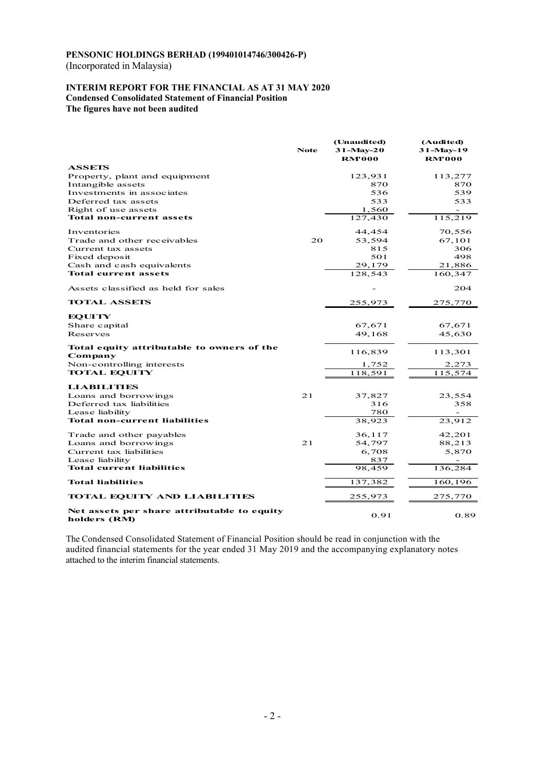**PENSONIC HOLDINGS BERHAD (199401014746/300426-P)**
(Incorporated in Malaysia)

**INTERIM REPORT FOR THE FINANCIAL AS AT 31 MAY 2020**
**Condensed Consolidated Statement of Financial Position**
**The figures have not been audited**

| | Note | (Unaudited) 31-May-20 RM'000 | (Audited) 31-May-19 RM'000 |
|---|---|---|---|
| **ASSETS** | | | |
| Property, plant and equipment | | 123,931 | 113,277 |
| Intangible assets | | 870 | 870 |
| Investments in associates | | 536 | 539 |
| Deferred tax assets | | 533 | 533 |
| Right of use assets | | 1,560 | - |
| **Total non-current assets** | | 127,430 | 115,219 |
| Inventories | | 44,454 | 70,556 |
| Trade and other receivables | 20 | 53,594 | 67,101 |
| Current tax assets | | 815 | 306 |
| Fixed deposit | | 501 | 498 |
| Cash and cash equivalents | | 29,179 | 21,886 |
| **Total current assets** | | 128,543 | 160,347 |
| Assets classified as held for sales | | - | 204 |
| **TOTAL ASSETS** | | 255,973 | 275,770 |
| **EQUITY** | | | |
| Share capital | | 67,671 | 67,671 |
| Reserves | | 49,168 | 45,630 |
| **Total equity attributable to owners of the Company** | | 116,839 | 113,301 |
| Non-controlling interests | | 1,752 | 2,273 |
| **TOTAL EQUITY** | | 118,591 | 115,574 |
| **LIABILITIES** | | | |
| Loans and borrowings | 21 | 37,827 | 23,554 |
| Deferred tax liabilities | | 316 | 358 |
| Lease liability | | 780 | - |
| **Total non-current liabilities** | | 38,923 | 23,912 |
| Trade and other payables | | 36,117 | 42,201 |
| Loans and borrowings | 21 | 54,797 | 88,213 |
| Current tax liabilities | | 6,708 | 5,870 |
| Lease liability | | 837 | - |
| **Total current liabilities** | | 98,459 | 136,284 |
| **Total liabilities** | | 137,382 | 160,196 |
| **TOTAL EQUITY AND LIABILITIES** | | 255,973 | 275,770 |
| **Net assets per share attributable to equity holders (RM)** | | 0.91 | 0.89 |

The Condensed Consolidated Statement of Financial Position should be read in conjunction with the audited financial statements for the year ended 31 May 2019 and the accompanying explanatory notes attached to the interim financial statements.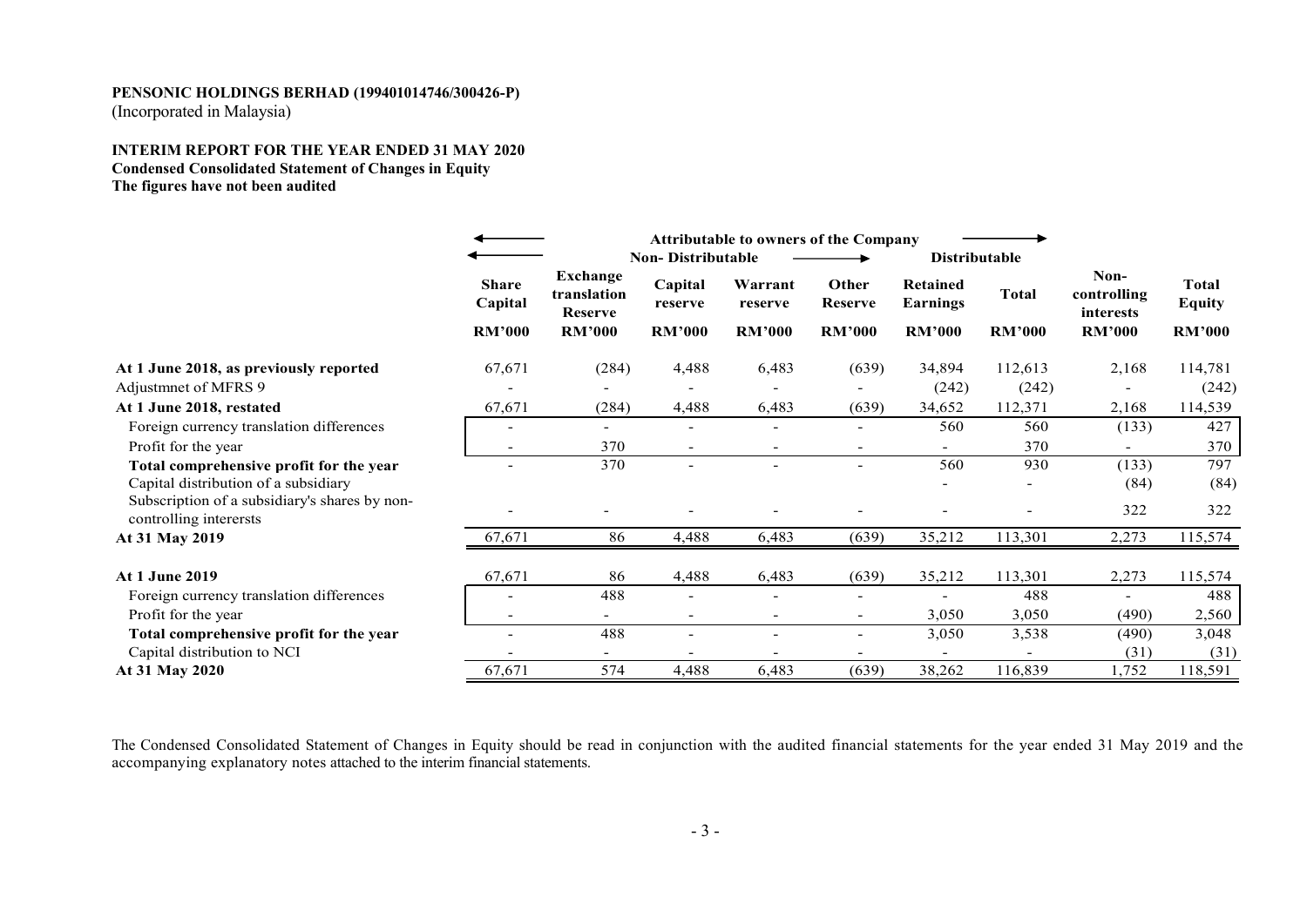**PENSONIC HOLDINGS BERHAD (199401014746/300426-P)**
(Incorporated in Malaysia)

**INTERIM REPORT FOR THE YEAR ENDED 31 MAY 2020**
**Condensed Consolidated Statement of Changes in Equity**
**The figures have not been audited**

| | Attributable to owners of the Company | | | | | | | | |
|---|---|---|---|---|---|---|---|---|---|
| | Non- Distributable | | | | | Distributable | | | |
| | Share Capital | Exchange translation Reserve | Capital reserve | Warrant reserve | Other Reserve | Retained Earnings | Total | Non-controlling interests | Total Equity |
| | RM'000 | RM'000 | RM'000 | RM'000 | RM'000 | RM'000 | RM'000 | RM'000 | RM'000 |
| **At 1 June 2018, as previously reported** | 67,671 | (284) | 4,488 | 6,483 | (639) | 34,894 | 112,613 | 2,168 | 114,781 |
| Adjustmnet of MFRS 9 | - | - | - | - | - | (242) | (242) | - | (242) |
| **At 1 June 2018, restated** | 67,671 | (284) | 4,488 | 6,483 | (639) | 34,652 | 112,371 | 2,168 | 114,539 |
| Foreign currency translation differences | - | - | - | - | - | 560 | 560 | (133) | 427 |
| Profit for the year | - | 370 | - | - | - | - | 370 | - | 370 |
| **Total comprehensive profit for the year** | - | 370 | - | - | - | 560 | 930 | (133) | 797 |
| Capital distribution of a subsidiary | | | | | | - | - | (84) | (84) |
| Subscription of a subsidiary's shares by non-controlling interersts | - | - | - | - | - | - | - | 322 | 322 |
| **At 31 May 2019** | 67,671 | 86 | 4,488 | 6,483 | (639) | 35,212 | 113,301 | 2,273 | 115,574 |
| | | | | | | | | | |
| **At 1 June 2019** | 67,671 | 86 | 4,488 | 6,483 | (639) | 35,212 | 113,301 | 2,273 | 115,574 |
| Foreign currency translation differences | - | 488 | - | - | - | - | 488 | - | 488 |
| Profit for the year | - | - | - | - | - | 3,050 | 3,050 | (490) | 2,560 |
| **Total comprehensive profit for the year** | - | 488 | - | - | - | 3,050 | 3,538 | (490) | 3,048 |
| Capital distribution to NCI | - | - | - | - | - | - | - | (31) | (31) |
| **At 31 May 2020** | 67,671 | 574 | 4,488 | 6,483 | (639) | 38,262 | 116,839 | 1,752 | 118,591 |

The Condensed Consolidated Statement of Changes in Equity should be read in conjunction with the audited financial statements for the year ended 31 May 2019 and the accompanying explanatory notes attached to the interim financial statements.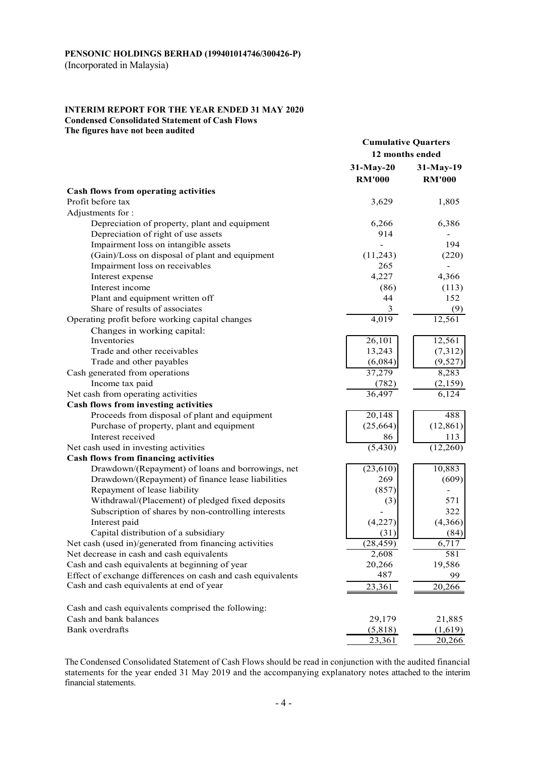**PENSONIC HOLDINGS BERHAD (199401014746/300426-P)**
(Incorporated in Malaysia)

**INTERIM REPORT FOR THE YEAR ENDED 31 MAY 2020**
**Condensed Consolidated Statement of Cash Flows**
**The figures have not been audited**

| | Cumulative Quarters | |
|---|---|---|
| | 12 months ended | |
| | 31-May-20 | 31-May-19 |
| | RM'000 | RM'000 |
| **Cash flows from operating activities** | | |
| Profit before tax | 3,629 | 1,805 |
| Adjustments for : | | |
| Depreciation of property, plant and equipment | 6,266 | 6,386 |
| Depreciation of right of use assets | 914 | - |
| Impairment loss on intangible assets | - | 194 |
| (Gain)/Loss on disposal of plant and equipment | (11,243) | (220) |
| Impairment loss on receivables | 265 | - |
| Interest expense | 4,227 | 4,366 |
| Interest income | (86) | (113) |
| Plant and equipment written off | 44 | 152 |
| Share of results of associates | 3 | (9) |
| Operating profit before working capital changes | 4,019 | 12,561 |
| Changes in working capital: | | |
| Inventories | 26,101 | 12,561 |
| Trade and other receivables | 13,243 | (7,312) |
| Trade and other payables | (6,084) | (9,527) |
| Cash generated from operations | 37,279 | 8,283 |
| Income tax paid | (782) | (2,159) |
| Net cash from operating activities | 36,497 | 6,124 |
| **Cash flows from investing activities** | | |
| Proceeds from disposal of plant and equipment | 20,148 | 488 |
| Purchase of property, plant and equipment | (25,664) | (12,861) |
| Interest received | 86 | 113 |
| Net cash used in investing activities | (5,430) | (12,260) |
| **Cash flows from financing activities** | | |
| Drawdown/(Repayment) of loans and borrowings, net | (23,610) | 10,883 |
| Drawdown/(Repayment) of finance lease liabilities | 269 | (609) |
| Repayment of lease liability | (857) | - |
| Withdrawal/(Placement) of pledged fixed deposits | (3) | 571 |
| Subscription of shares by non-controlling interests | - | 322 |
| Interest paid | (4,227) | (4,366) |
| Capital distribution of a subsidiary | (31) | (84) |
| Net cash (used in)/generated from financing activities | (28,459) | 6,717 |
| Net decrease in cash and cash equivalents | 2,608 | 581 |
| Cash and cash equivalents at beginning of year | 20,266 | 19,586 |
| Effect of exchange differences on cash and cash equivalents | 487 | 99 |
| Cash and cash equivalents at end of year | 23,361 | 20,266 |
| | | |
| Cash and cash equivalents comprised the following: | | |
| Cash and bank balances | 29,179 | 21,885 |
| Bank overdrafts | (5,818) | (1,619) |
| | 23,361 | 20,266 |

The Condensed Consolidated Statement of Cash Flows should be read in conjunction with the audited financial statements for the year ended 31 May 2019 and the accompanying explanatory notes attached to the interim financial statements.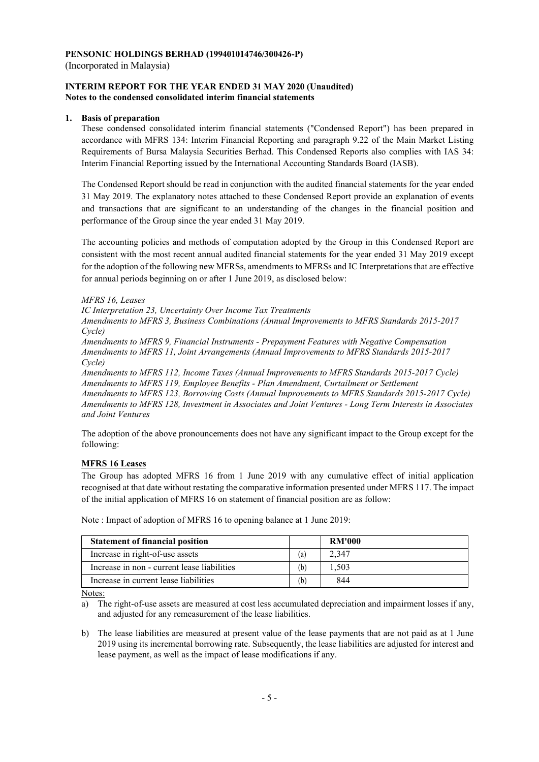**PENSONIC HOLDINGS BERHAD (199401014746/300426-P)**
(Incorporated in Malaysia)

**INTERIM REPORT FOR THE YEAR ENDED 31 MAY 2020 (Unaudited)**
**Notes to the condensed consolidated interim financial statements**

**1. Basis of preparation**

These condensed consolidated interim financial statements ("Condensed Report") has been prepared in accordance with MFRS 134: Interim Financial Reporting and paragraph 9.22 of the Main Market Listing Requirements of Bursa Malaysia Securities Berhad. This Condensed Reports also complies with IAS 34: Interim Financial Reporting issued by the International Accounting Standards Board (IASB).

The Condensed Report should be read in conjunction with the audited financial statements for the year ended 31 May 2019. The explanatory notes attached to these Condensed Report provide an explanation of events and transactions that are significant to an understanding of the changes in the financial position and performance of the Group since the year ended 31 May 2019.

The accounting policies and methods of computation adopted by the Group in this Condensed Report are consistent with the most recent annual audited financial statements for the year ended 31 May 2019 except for the adoption of the following new MFRSs, amendments to MFRSs and IC Interpretations that are effective for annual periods beginning on or after 1 June 2019, as disclosed below:

*MFRS 16, Leases*
*IC Interpretation 23, Uncertainty Over Income Tax Treatments*
*Amendments to MFRS 3, Business Combinations (Annual Improvements to MFRS Standards 2015-2017 Cycle)*
*Amendments to MFRS 9, Financial Instruments - Prepayment Features with Negative Compensation*
*Amendments to MFRS 11, Joint Arrangements (Annual Improvements to MFRS Standards 2015-2017 Cycle)*
*Amendments to MFRS 112, Income Taxes (Annual Improvements to MFRS Standards 2015-2017 Cycle)*
*Amendments to MFRS 119, Employee Benefits - Plan Amendment, Curtailment or Settlement*
*Amendments to MFRS 123, Borrowing Costs (Annual Improvements to MFRS Standards 2015-2017 Cycle)*
*Amendments to MFRS 128, Investment in Associates and Joint Ventures - Long Term Interests in Associates and Joint Ventures*

The adoption of the above pronouncements does not have any significant impact to the Group except for the following:

**MFRS 16 Leases**

The Group has adopted MFRS 16 from 1 June 2019 with any cumulative effect of initial application recognised at that date without restating the comparative information presented under MFRS 117. The impact of the initial application of MFRS 16 on statement of financial position are as follow:

Note : Impact of adoption of MFRS 16 to opening balance at 1 June 2019:

| Statement of financial position | | RM'000 |
|---|---|---|
| Increase in right-of-use assets | (a) | 2,347 |
| Increase in non - current lease liabilities | (b) | 1,503 |
| Increase in current lease liabilities | (b) | 844 |

Notes:

a) The right-of-use assets are measured at cost less accumulated depreciation and impairment losses if any, and adjusted for any remeasurement of the lease liabilities.

b) The lease liabilities are measured at present value of the lease payments that are not paid as at 1 June 2019 using its incremental borrowing rate. Subsequently, the lease liabilities are adjusted for interest and lease payment, as well as the impact of lease modifications if any.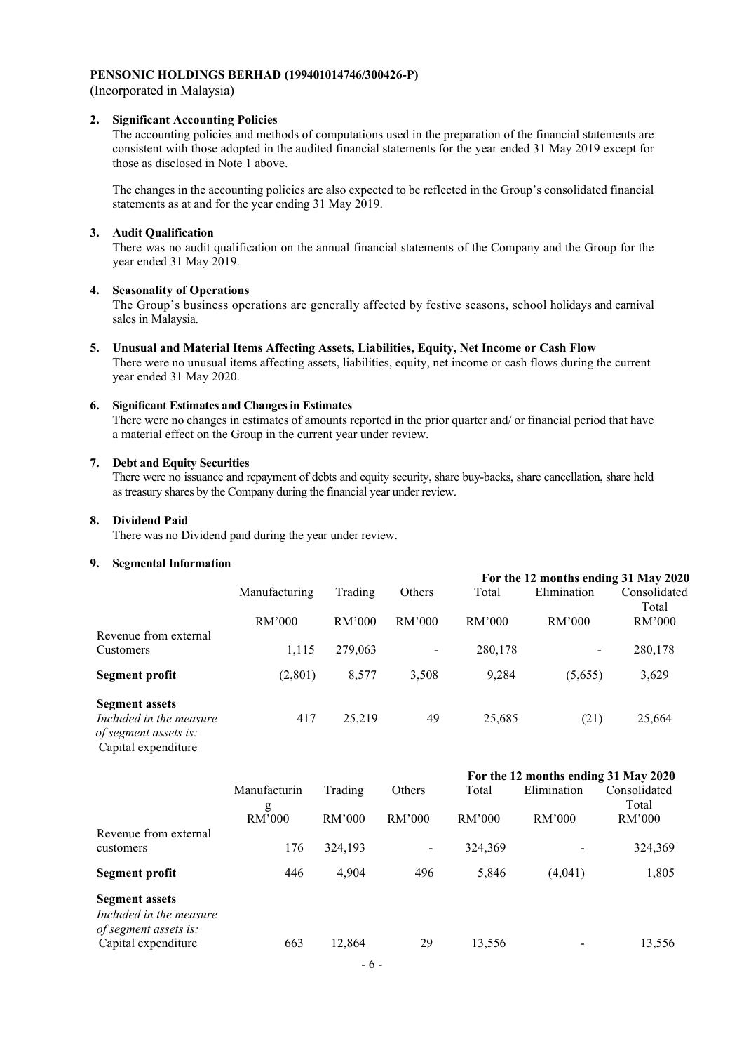**PENSONIC HOLDINGS BERHAD (199401014746/300426-P)**
(Incorporated in Malaysia)

**2. Significant Accounting Policies**

The accounting policies and methods of computations used in the preparation of the financial statements are consistent with those adopted in the audited financial statements for the year ended 31 May 2019 except for those as disclosed in Note 1 above.

The changes in the accounting policies are also expected to be reflected in the Group's consolidated financial statements as at and for the year ending 31 May 2019.

**3. Audit Qualification**

There was no audit qualification on the annual financial statements of the Company and the Group for the year ended 31 May 2019.

**4. Seasonality of Operations**

The Group's business operations are generally affected by festive seasons, school holidays and carnival sales in Malaysia.

**5. Unusual and Material Items Affecting Assets, Liabilities, Equity, Net Income or Cash Flow**

There were no unusual items affecting assets, liabilities, equity, net income or cash flows during the current year ended 31 May 2020.

**6. Significant Estimates and Changes in Estimates**

There were no changes in estimates of amounts reported in the prior quarter and/ or financial period that have a material effect on the Group in the current year under review.

**7. Debt and Equity Securities**

There were no issuance and repayment of debts and equity security, share buy-backs, share cancellation, share held as treasury shares by the Company during the financial year under review.

**8. Dividend Paid**

There was no Dividend paid during the year under review.

**9. Segmental Information**

| | | | | | **For the 12 months ending 31 May 2020** | |
|---|---|---|---|---|---|---|
| | Manufacturing | Trading | Others | Total | Elimination | Consolidated Total |
| | RM'000 | RM'000 | RM'000 | RM'000 | RM'000 | RM'000 |
| Revenue from external Customers | 1,115 | 279,063 | - | 280,178 | - | 280,178 |
| **Segment profit** | (2,801) | 8,577 | 3,508 | 9,284 | (5,655) | 3,629 |
| **Segment assets** | 417 | 25,219 | 49 | 25,685 | (21) | 25,664 |
| *Included in the measure of segment assets is:* | | | | | | |
| Capital expenditure | | | | | | |

| | | | | | **For the 12 months ending 31 May 2020** | |
|---|---|---|---|---|---|---|
| | Manufacturing | Trading | Others | Total | Elimination | Consolidated Total |
| | RM'000 | RM'000 | RM'000 | RM'000 | RM'000 | RM'000 |
| Revenue from external customers | 176 | 324,193 | - | 324,369 | - | 324,369 |
| **Segment profit** | 446 | 4,904 | 496 | 5,846 | (4,041) | 1,805 |
| **Segment assets** | | | | | | |
| *Included in the measure of segment assets is:* | | | | | | |
| Capital expenditure | 663 | 12,864 | 29 | 13,556 | - | 13,556 |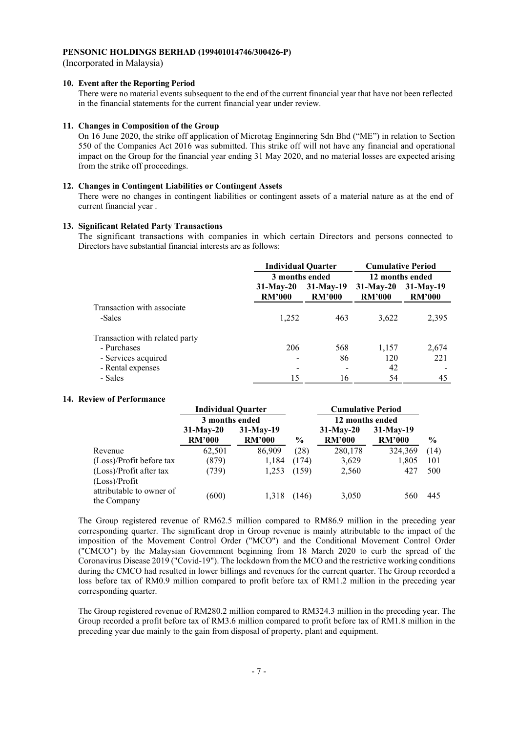**PENSONIC HOLDINGS BERHAD (199401014746/300426-P)**

(Incorporated in Malaysia)

**10. Event after the Reporting Period**

There were no material events subsequent to the end of the current financial year that have not been reflected in the financial statements for the current financial year under review.

**11. Changes in Composition of the Group**

On 16 June 2020, the strike off application of Microtag Enginnering Sdn Bhd ("ME") in relation to Section 550 of the Companies Act 2016 was submitted. This strike off will not have any financial and operational impact on the Group for the financial year ending 31 May 2020, and no material losses are expected arising from the strike off proceedings.

**12. Changes in Contingent Liabilities or Contingent Assets**

There were no changes in contingent liabilities or contingent assets of a material nature as at the end of current financial year .

**13. Significant Related Party Transactions**

The significant transactions with companies in which certain Directors and persons connected to Directors have substantial financial interests are as follows:

| | Individual Quarter | | Cumulative Period | |
|---|---|---|---|---|
| | 3 months ended | | 12 months ended | |
| | 31-May-20 RM'000 | 31-May-19 RM'000 | 31-May-20 RM'000 | 31-May-19 RM'000 |
| Transaction with associate | | | | |
| -Sales | 1,252 | 463 | 3,622 | 2,395 |
| Transaction with related party | | | | |
| - Purchases | 206 | 568 | 1,157 | 2,674 |
| - Services acquired | - | 86 | 120 | 221 |
| - Rental expenses | - | - | 42 | - |
| - Sales | 15 | 16 | 54 | 45 |

**14. Review of Performance**

| | Individual Quarter | | | Cumulative Period | | |
|---|---|---|---|---|---|---|
| | 3 months ended | | | 12 months ended | | |
| | 31-May-20 RM'000 | 31-May-19 RM'000 | % | 31-May-20 RM'000 | 31-May-19 RM'000 | % |
| Revenue | 62,501 | 86,909 | (28) | 280,178 | 324,369 | (14) |
| (Loss)/Profit before tax | (879) | 1,184 | (174) | 3,629 | 1,805 | 101 |
| (Loss)/Profit after tax | (739) | 1,253 | (159) | 2,560 | 427 | 500 |
| (Loss)/Profit attributable to owner of the Company | (600) | 1,318 | (146) | 3,050 | 560 | 445 |

The Group registered revenue of RM62.5 million compared to RM86.9 million in the preceding year corresponding quarter. The significant drop in Group revenue is mainly attributable to the impact of the imposition of the Movement Control Order ("MCO") and the Conditional Movement Control Order ("CMCO") by the Malaysian Government beginning from 18 March 2020 to curb the spread of the Coronavirus Disease 2019 ("Covid-19"). The lockdown from the MCO and the restrictive working conditions during the CMCO had resulted in lower billings and revenues for the current quarter. The Group recorded a loss before tax of RM0.9 million compared to profit before tax of RM1.2 million in the preceding year corresponding quarter.

The Group registered revenue of RM280.2 million compared to RM324.3 million in the preceding year. The Group recorded a profit before tax of RM3.6 million compared to profit before tax of RM1.8 million in the preceding year due mainly to the gain from disposal of property, plant and equipment.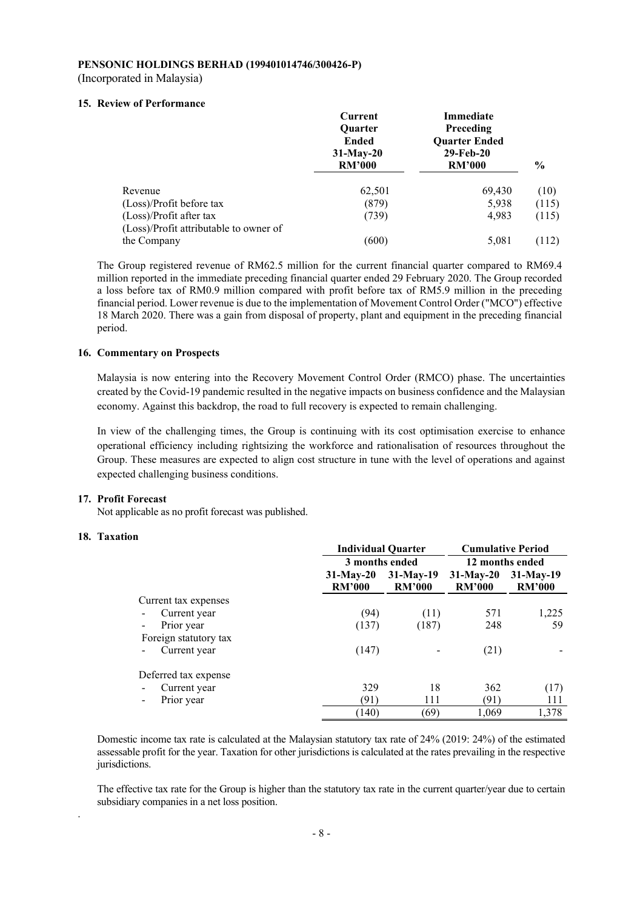**PENSONIC HOLDINGS BERHAD (199401014746/300426-P)**

(Incorporated in Malaysia)

## 15. Review of Performance

| | Current Quarter Ended 31-May-20 RM'000 | Immediate Preceding Quarter Ended 29-Feb-20 RM'000 | % |
|---|---|---|---|
| Revenue | 62,501 | 69,430 | (10) |
| (Loss)/Profit before tax | (879) | 5,938 | (115) |
| (Loss)/Profit after tax | (739) | 4,983 | (115) |
| (Loss)/Profit attributable to owner of the Company | (600) | 5,081 | (112) |

The Group registered revenue of RM62.5 million for the current financial quarter compared to RM69.4 million reported in the immediate preceding financial quarter ended 29 February 2020. The Group recorded a loss before tax of RM0.9 million compared with profit before tax of RM5.9 million in the preceding financial period. Lower revenue is due to the implementation of Movement Control Order ("MCO") effective 18 March 2020. There was a gain from disposal of property, plant and equipment in the preceding financial period.

## 16. Commentary on Prospects

Malaysia is now entering into the Recovery Movement Control Order (RMCO) phase. The uncertainties created by the Covid-19 pandemic resulted in the negative impacts on business confidence and the Malaysian economy. Against this backdrop, the road to full recovery is expected to remain challenging.

In view of the challenging times, the Group is continuing with its cost optimisation exercise to enhance operational efficiency including rightsizing the workforce and rationalisation of resources throughout the Group. These measures are expected to align cost structure in tune with the level of operations and against expected challenging business conditions.

## 17. Profit Forecast

Not applicable as no profit forecast was published.

## 18. Taxation

| | Individual Quarter | | Cumulative Period | |
|---|---|---|---|---|
| | 3 months ended | | 12 months ended | |
| | 31-May-20 RM'000 | 31-May-19 RM'000 | 31-May-20 RM'000 | 31-May-19 RM'000 |
| Current tax expenses | | | | |
| - Current year | (94) | (11) | 571 | 1,225 |
| - Prior year | (137) | (187) | 248 | 59 |
| Foreign statutory tax | | | | |
| - Current year | (147) | - | (21) | - |
| Deferred tax expense | | | | |
| - Current year | 329 | 18 | 362 | (17) |
| - Prior year | (91) | 111 | (91) | 111 |
| | (140) | (69) | 1,069 | 1,378 |

Domestic income tax rate is calculated at the Malaysian statutory tax rate of 24% (2019: 24%) of the estimated assessable profit for the year. Taxation for other jurisdictions is calculated at the rates prevailing in the respective jurisdictions.

The effective tax rate for the Group is higher than the statutory tax rate in the current quarter/year due to certain subsidiary companies in a net loss position.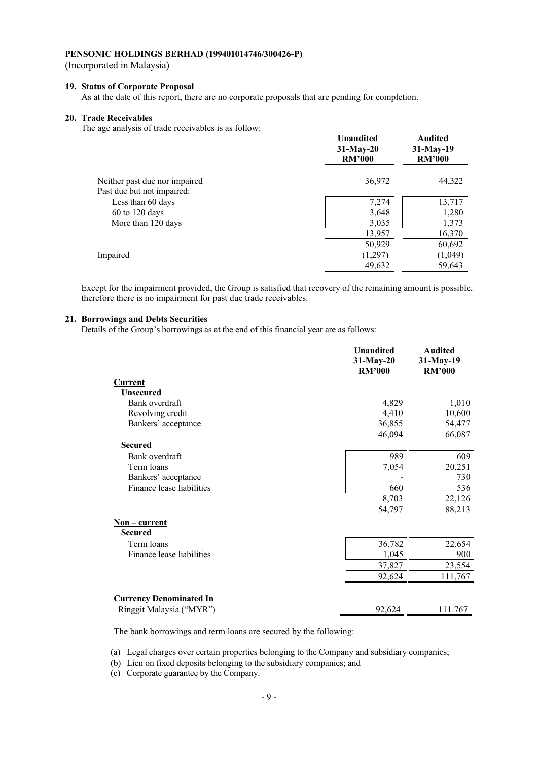**PENSONIC HOLDINGS BERHAD (199401014746/300426-P)**
(Incorporated in Malaysia)

**19. Status of Corporate Proposal**

As at the date of this report, there are no corporate proposals that are pending for completion.

**20. Trade Receivables**

The age analysis of trade receivables is as follow:

| | Unaudited 31-May-20 RM'000 | Audited 31-May-19 RM'000 |
|---|---|---|
| Neither past due nor impaired | 36,972 | 44,322 |
| Past due but not impaired: | | |
| Less than 60 days | 7,274 | 13,717 |
| 60 to 120 days | 3,648 | 1,280 |
| More than 120 days | 3,035 | 1,373 |
| | 13,957 | 16,370 |
| | 50,929 | 60,692 |
| Impaired | (1,297) | (1,049) |
| | 49,632 | 59,643 |

Except for the impairment provided, the Group is satisfied that recovery of the remaining amount is possible, therefore there is no impairment for past due trade receivables.

**21. Borrowings and Debts Securities**

Details of the Group's borrowings as at the end of this financial year are as follows:

| | Unaudited 31-May-20 RM'000 | Audited 31-May-19 RM'000 |
|---|---|---|
| **Current** | | |
| **Unsecured** | | |
| Bank overdraft | 4,829 | 1,010 |
| Revolving credit | 4,410 | 10,600 |
| Bankers' acceptance | 36,855 | 54,477 |
| | 46,094 | 66,087 |
| **Secured** | | |
| Bank overdraft | 989 | 609 |
| Term loans | 7,054 | 20,251 |
| Bankers' acceptance | - | 730 |
| Finance lease liabilities | 660 | 536 |
| | 8,703 | 22,126 |
| | 54,797 | 88,213 |
| **Non – current** | | |
| **Secured** | | |
| Term loans | 36,782 | 22,654 |
| Finance lease liabilities | 1,045 | 900 |
| | 37,827 | 23,554 |
| | 92,624 | 111,767 |
| **Currency Denominated In** | | |
| Ringgit Malaysia ("MYR") | 92,624 | 111.767 |

The bank borrowings and term loans are secured by the following:

(a) Legal charges over certain properties belonging to the Company and subsidiary companies;
(b) Lien on fixed deposits belonging to the subsidiary companies; and
(c) Corporate guarantee by the Company.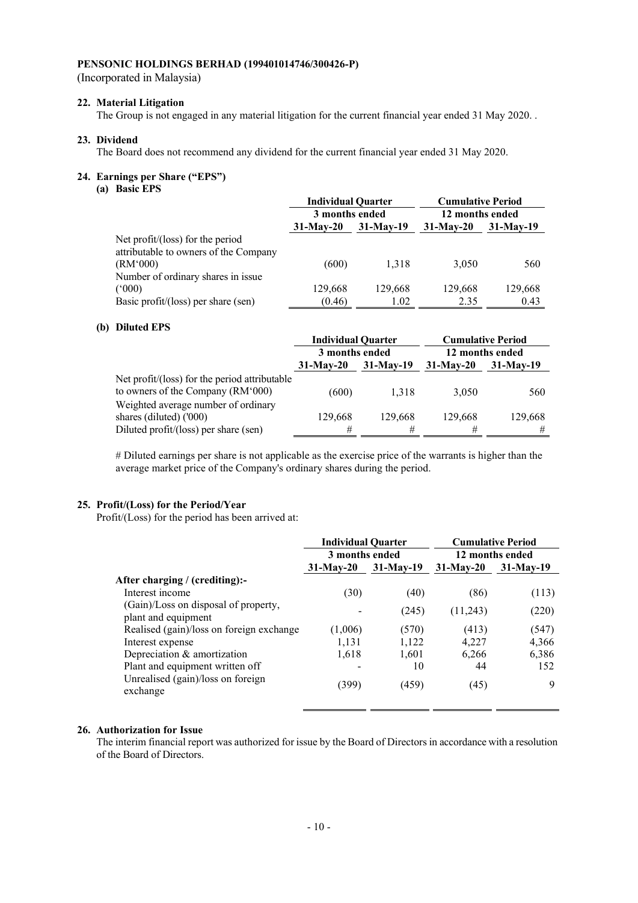**PENSONIC HOLDINGS BERHAD (199401014746/300426-P)**

(Incorporated in Malaysia)

### 22. Material Litigation

The Group is not engaged in any material litigation for the current financial year ended 31 May 2020. .

### 23. Dividend

The Board does not recommend any dividend for the current financial year ended 31 May 2020.

### 24. Earnings per Share ("EPS")

**(a) Basic EPS**

| | Individual Quarter | | Cumulative Period | |
|---|---|---|---|---|
| | 3 months ended | | 12 months ended | |
| | 31-May-20 | 31-May-19 | 31-May-20 | 31-May-19 |
| Net profit/(loss) for the period attributable to owners of the Company (RM'000) | (600) | 1,318 | 3,050 | 560 |
| Number of ordinary shares in issue ('000) | 129,668 | 129,668 | 129,668 | 129,668 |
| Basic profit/(loss) per share (sen) | (0.46) | 1.02 | 2.35 | 0.43 |

**(b) Diluted EPS**

| | Individual Quarter | | Cumulative Period | |
|---|---|---|---|---|
| | 3 months ended | | 12 months ended | |
| | 31-May-20 | 31-May-19 | 31-May-20 | 31-May-19 |
| Net profit/(loss) for the period attributable to owners of the Company (RM'000) | (600) | 1,318 | 3,050 | 560 |
| Weighted average number of ordinary shares (diluted) ('000) | 129,668 | 129,668 | 129,668 | 129,668 |
| Diluted profit/(loss) per share (sen) | # | # | # | # |

# Diluted earnings per share is not applicable as the exercise price of the warrants is higher than the average market price of the Company's ordinary shares during the period.

### 25. Profit/(Loss) for the Period/Year

Profit/(Loss) for the period has been arrived at:

| | Individual Quarter | | Cumulative Period | |
|---|---|---|---|---|
| | 3 months ended | | 12 months ended | |
| | 31-May-20 | 31-May-19 | 31-May-20 | 31-May-19 |
| **After charging / (crediting):-** | | | | |
| Interest income | (30) | (40) | (86) | (113) |
| (Gain)/Loss on disposal of property, plant and equipment | - | (245) | (11,243) | (220) |
| Realised (gain)/loss on foreign exchange | (1,006) | (570) | (413) | (547) |
| Interest expense | 1,131 | 1,122 | 4,227 | 4,366 |
| Depreciation & amortization | 1,618 | 1,601 | 6,266 | 6,386 |
| Plant and equipment written off | - | 10 | 44 | 152 |
| Unrealised (gain)/loss on foreign exchange | (399) | (459) | (45) | 9 |

### 26. Authorization for Issue

The interim financial report was authorized for issue by the Board of Directors in accordance with a resolution of the Board of Directors.